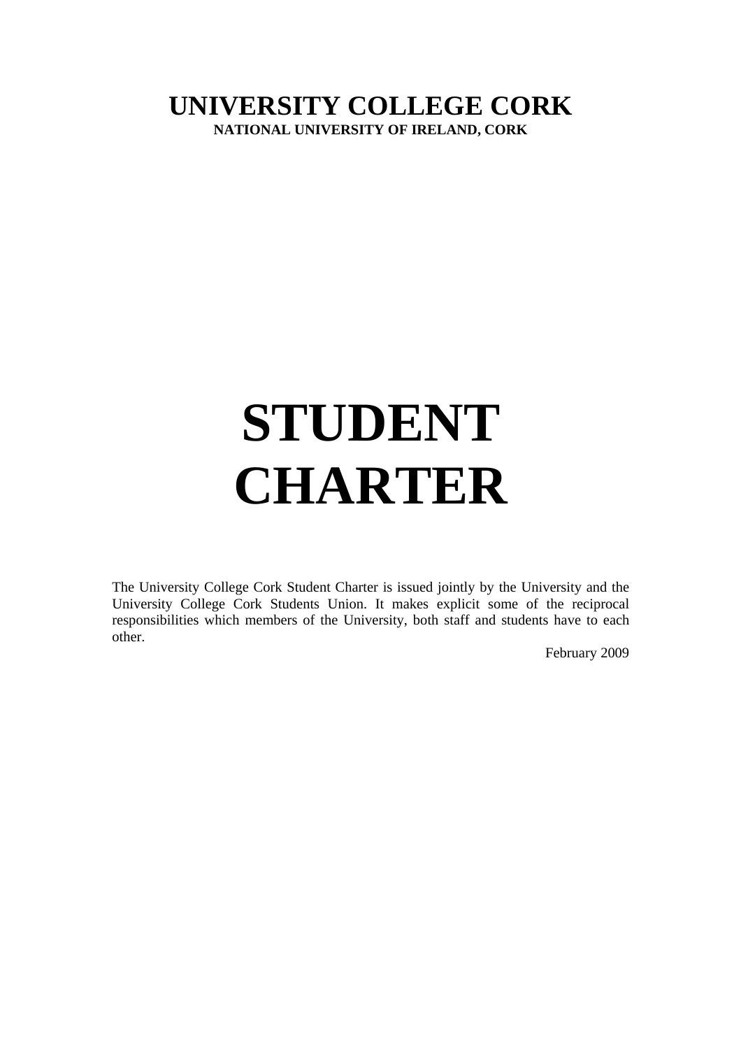# UNIVERSITY COLLEGE CORK

**NATIONAL UNIVERSITY OF IRELAND, CORK**

# STUDENT CHARTER

The University College Cork Student Charter is issued jointly by the University and the University College Cork Students Union. It makes explicit some of the reciprocal responsibilities which members of the University, both staff and students have to each other.

February 2009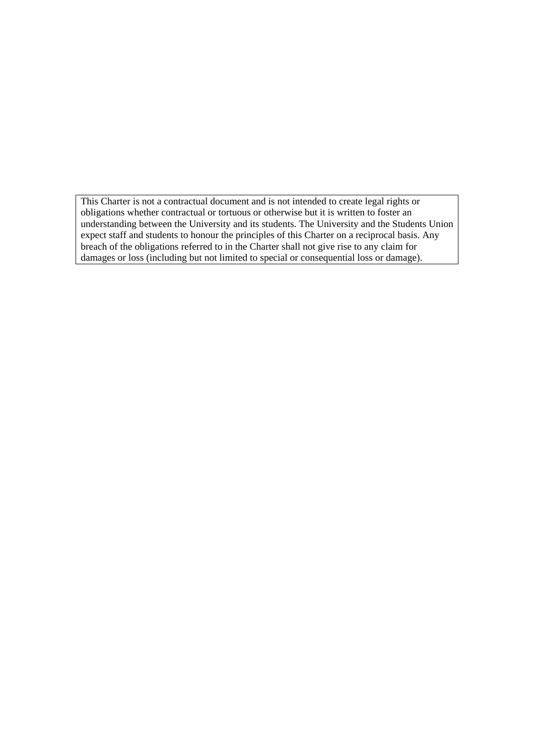This Charter is not a contractual document and is not intended to create legal rights or obligations whether contractual or tortuous or otherwise but it is written to foster an understanding between the University and its students. The University and the Students Union expect staff and students to honour the principles of this Charter on a reciprocal basis. Any breach of the obligations referred to in the Charter shall not give rise to any claim for damages or loss (including but not limited to special or consequential loss or damage).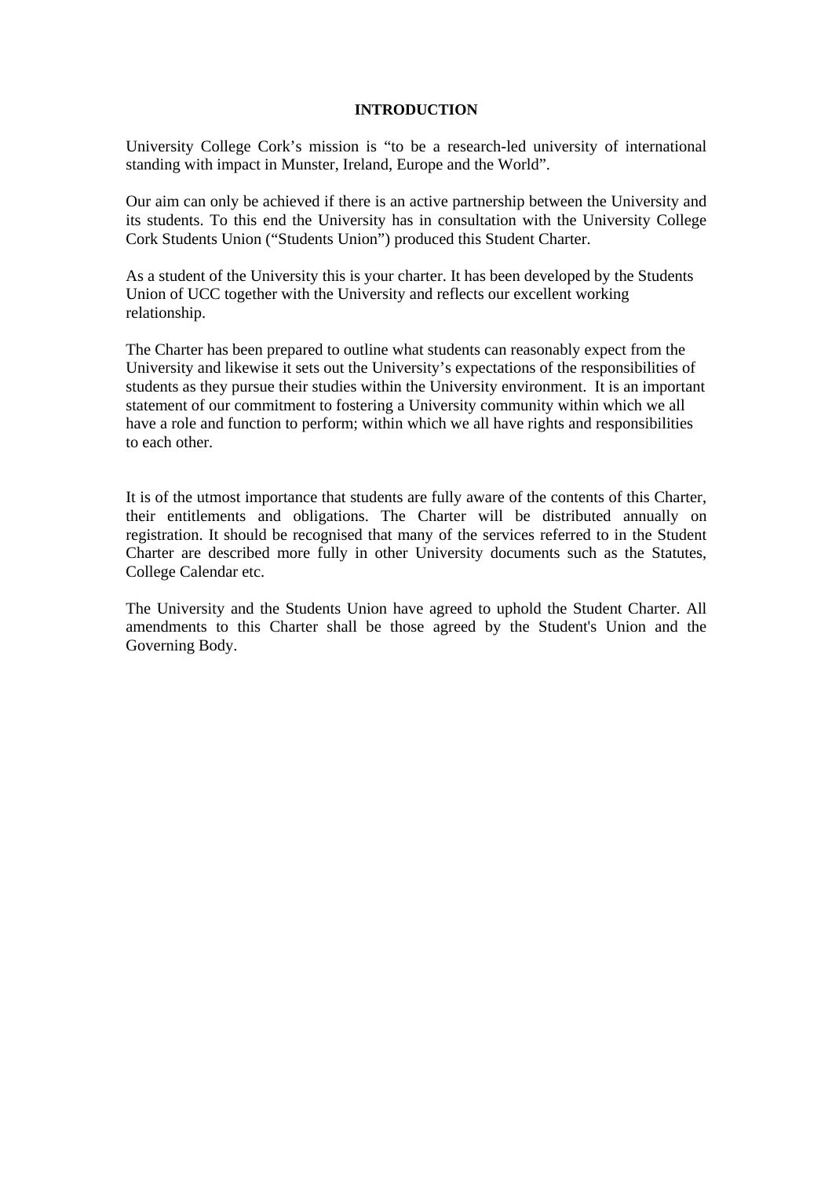# INTRODUCTION

University College Cork's mission is "to be a research-led university of international standing with impact in Munster, Ireland, Europe and the World".

Our aim can only be achieved if there is an active partnership between the University and its students. To this end the University has in consultation with the University College Cork Students Union ("Students Union") produced this Student Charter.

As a student of the University this is your charter. It has been developed by the Students Union of UCC together with the University and reflects our excellent working relationship.

The Charter has been prepared to outline what students can reasonably expect from the University and likewise it sets out the University's expectations of the responsibilities of students as they pursue their studies within the University environment. It is an important statement of our commitment to fostering a University community within which we all have a role and function to perform; within which we all have rights and responsibilities to each other.

It is of the utmost importance that students are fully aware of the contents of this Charter, their entitlements and obligations. The Charter will be distributed annually on registration. It should be recognised that many of the services referred to in the Student Charter are described more fully in other University documents such as the Statutes, College Calendar etc.

The University and the Students Union have agreed to uphold the Student Charter. All amendments to this Charter shall be those agreed by the Student's Union and the Governing Body.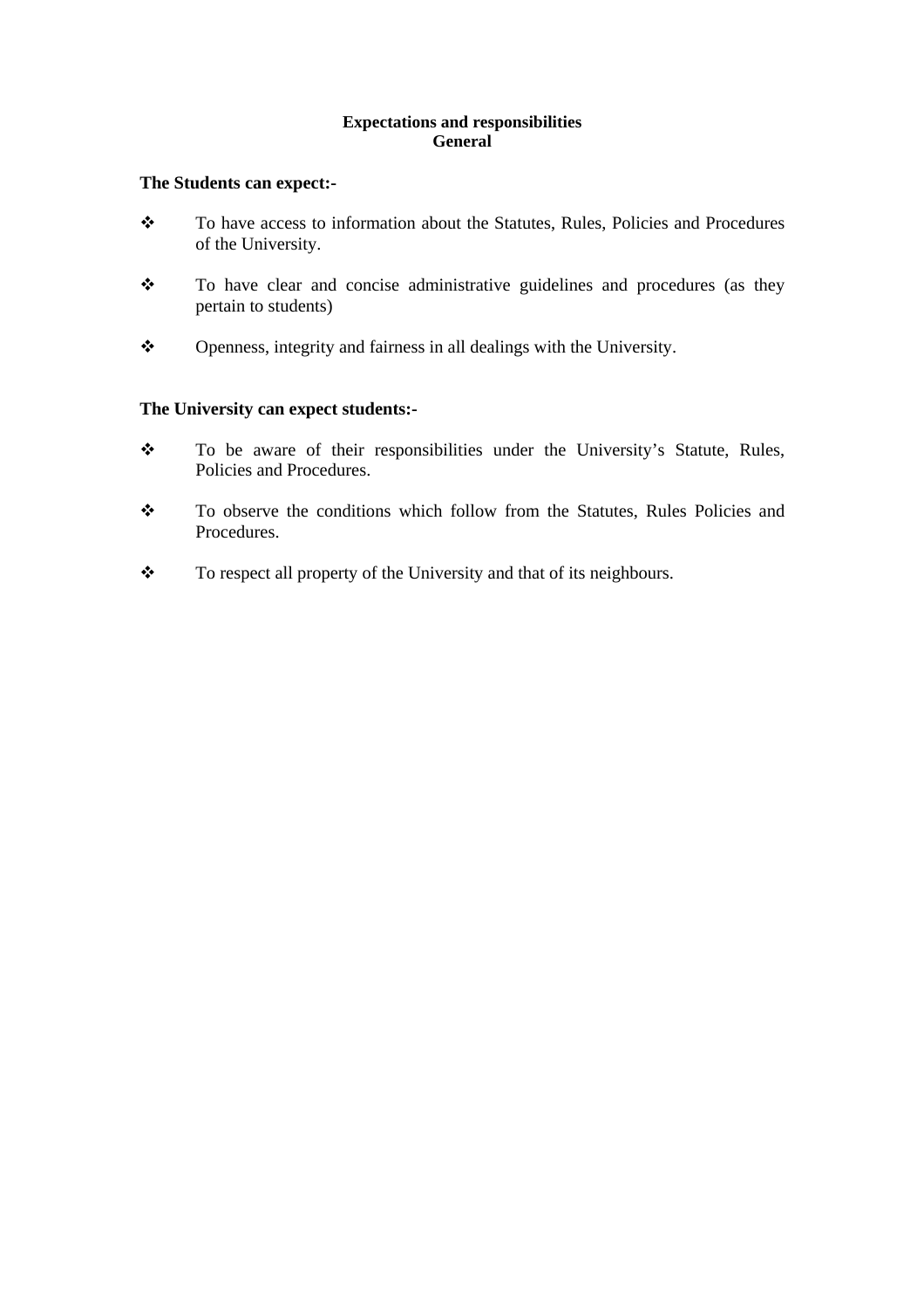**Expectations and responsibilities**
**General**

**The Students can expect:-**

- To have access to information about the Statutes, Rules, Policies and Procedures of the University.
- To have clear and concise administrative guidelines and procedures (as they pertain to students)
- Openness, integrity and fairness in all dealings with the University.

**The University can expect students:-**

- To be aware of their responsibilities under the University's Statute, Rules, Policies and Procedures.
- To observe the conditions which follow from the Statutes, Rules Policies and Procedures.
- To respect all property of the University and that of its neighbours.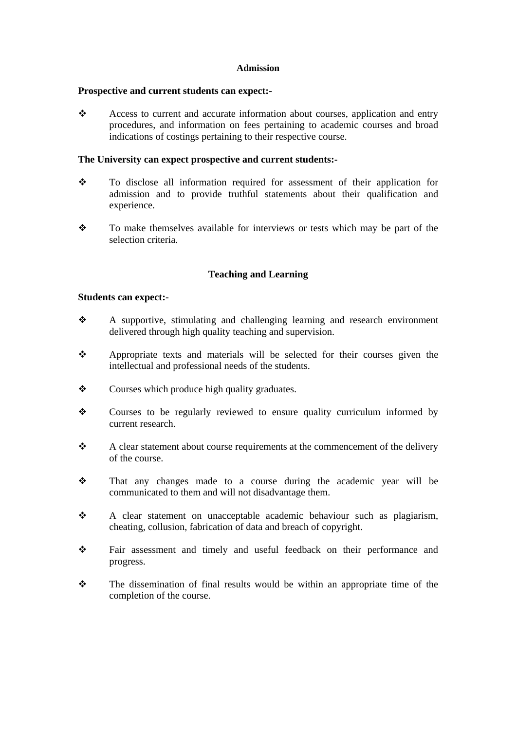## Admission

**Prospective and current students can expect:-**

- Access to current and accurate information about courses, application and entry procedures, and information on fees pertaining to academic courses and broad indications of costings pertaining to their respective course.

**The University can expect prospective and current students:-**

- To disclose all information required for assessment of their application for admission and to provide truthful statements about their qualification and experience.
- To make themselves available for interviews or tests which may be part of the selection criteria.

## Teaching and Learning

**Students can expect:-**

- A supportive, stimulating and challenging learning and research environment delivered through high quality teaching and supervision.
- Appropriate texts and materials will be selected for their courses given the intellectual and professional needs of the students.
- Courses which produce high quality graduates.
- Courses to be regularly reviewed to ensure quality curriculum informed by current research.
- A clear statement about course requirements at the commencement of the delivery of the course.
- That any changes made to a course during the academic year will be communicated to them and will not disadvantage them.
- A clear statement on unacceptable academic behaviour such as plagiarism, cheating, collusion, fabrication of data and breach of copyright.
- Fair assessment and timely and useful feedback on their performance and progress.
- The dissemination of final results would be within an appropriate time of the completion of the course.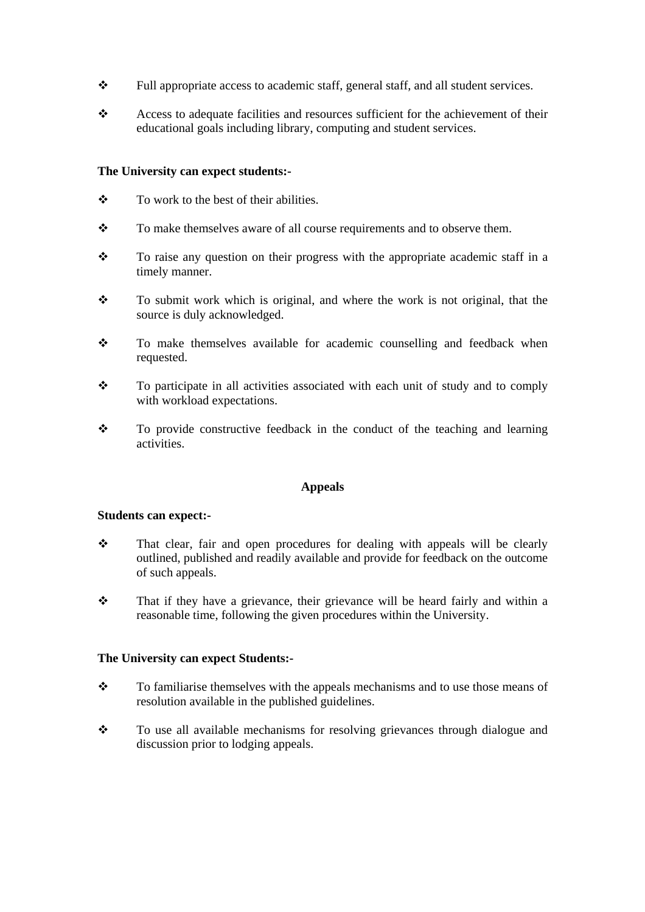- Full appropriate access to academic staff, general staff, and all student services.
- Access to adequate facilities and resources sufficient for the achievement of their educational goals including library, computing and student services.

**The University can expect students:-**

- To work to the best of their abilities.
- To make themselves aware of all course requirements and to observe them.
- To raise any question on their progress with the appropriate academic staff in a timely manner.
- To submit work which is original, and where the work is not original, that the source is duly acknowledged.
- To make themselves available for academic counselling and feedback when requested.
- To participate in all activities associated with each unit of study and to comply with workload expectations.
- To provide constructive feedback in the conduct of the teaching and learning activities.

## Appeals

**Students can expect:-**

- That clear, fair and open procedures for dealing with appeals will be clearly outlined, published and readily available and provide for feedback on the outcome of such appeals.
- That if they have a grievance, their grievance will be heard fairly and within a reasonable time, following the given procedures within the University.

**The University can expect Students:-**

- To familiarise themselves with the appeals mechanisms and to use those means of resolution available in the published guidelines.
- To use all available mechanisms for resolving grievances through dialogue and discussion prior to lodging appeals.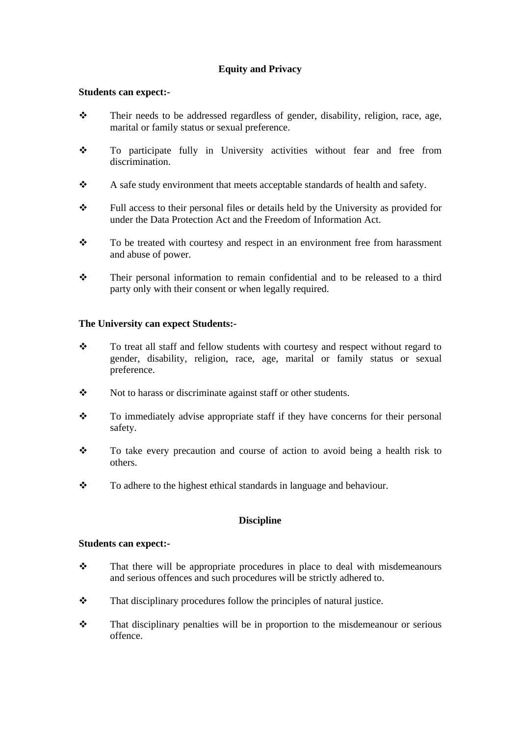## Equity and Privacy

**Students can expect:-**

- Their needs to be addressed regardless of gender, disability, religion, race, age, marital or family status or sexual preference.

- To participate fully in University activities without fear and free from discrimination.

- A safe study environment that meets acceptable standards of health and safety.

- Full access to their personal files or details held by the University as provided for under the Data Protection Act and the Freedom of Information Act.

- To be treated with courtesy and respect in an environment free from harassment and abuse of power.

- Their personal information to remain confidential and to be released to a third party only with their consent or when legally required.

**The University can expect Students:-**

- To treat all staff and fellow students with courtesy and respect without regard to gender, disability, religion, race, age, marital or family status or sexual preference.

- Not to harass or discriminate against staff or other students.

- To immediately advise appropriate staff if they have concerns for their personal safety.

- To take every precaution and course of action to avoid being a health risk to others.

- To adhere to the highest ethical standards in language and behaviour.

## Discipline

**Students can expect:-**

- That there will be appropriate procedures in place to deal with misdemeanours and serious offences and such procedures will be strictly adhered to.

- That disciplinary procedures follow the principles of natural justice.

- That disciplinary penalties will be in proportion to the misdemeanour or serious offence.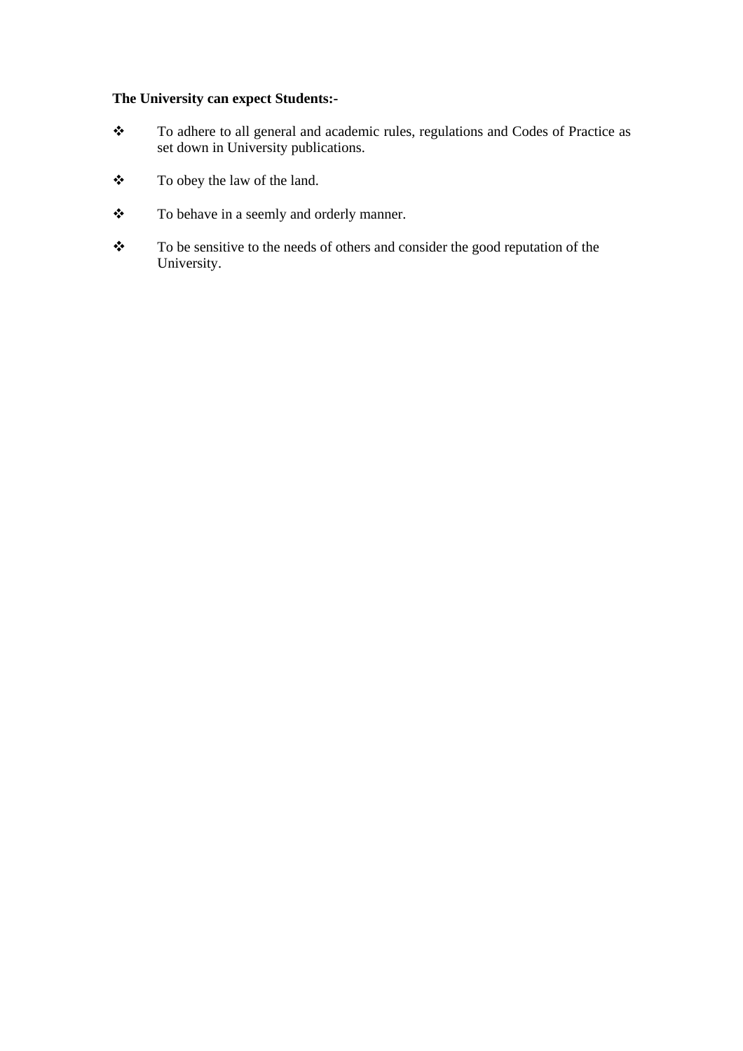**The University can expect Students:-**

- To adhere to all general and academic rules, regulations and Codes of Practice as set down in University publications.
- To obey the law of the land.
- To behave in a seemly and orderly manner.
- To be sensitive to the needs of others and consider the good reputation of the University.